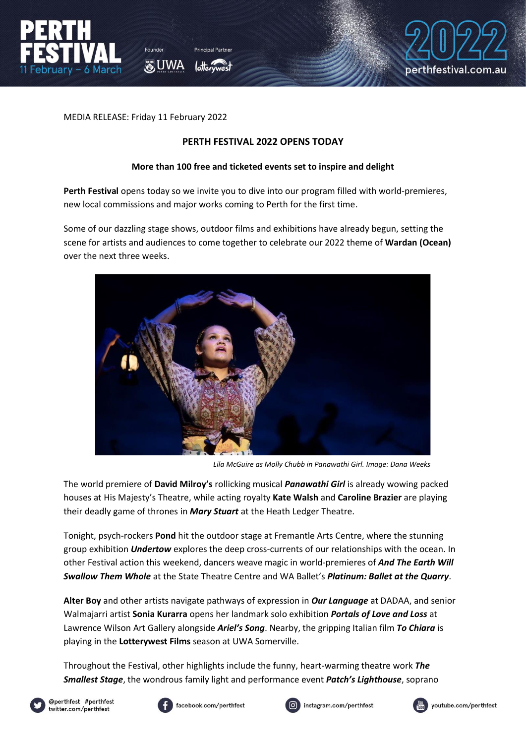MEDIA RELEASE: Friday 11 February 2022

# PERTH FESTIVAL 2022 OPENS TODAY

## More than 100 free and ticketed events set to inspire and delight

**Perth Festival** opens today so we invite you to dive into our program filled with world-premieres, new local commissions and major works coming to Perth for the first time.

Some of our dazzling stage shows, outdoor films and exhibitions have already begun, setting the scene for artists and audiences to come together to celebrate our 2022 theme of **Wardan (Ocean)** over the next three weeks.

*Lila McGuire as Molly Chubb in Panawathi Girl. Image: Dana Weeks*

The world premiere of **David Milroy's** rollicking musical ***Panawathi Girl*** is already wowing packed houses at His Majesty's Theatre, while acting royalty **Kate Walsh** and **Caroline Brazier** are playing their deadly game of thrones in ***Mary Stuart*** at the Heath Ledger Theatre.

Tonight, psych-rockers **Pond** hit the outdoor stage at Fremantle Arts Centre, where the stunning group exhibition ***Undertow*** explores the deep cross-currents of our relationships with the ocean. In other Festival action this weekend, dancers weave magic in world-premieres of ***And The Earth Will Swallow Them Whole*** at the State Theatre Centre and WA Ballet's ***Platinum: Ballet at the Quarry***.

**Alter Boy** and other artists navigate pathways of expression in ***Our Language*** at DADAA, and senior Walmajarri artist **Sonia Kurarra** opens her landmark solo exhibition ***Portals of Love and Loss*** at Lawrence Wilson Art Gallery alongside ***Ariel's Song***. Nearby, the gripping Italian film ***To Chiara*** is playing in the **Lotterywest Films** season at UWA Somerville.

Throughout the Festival, other highlights include the funny, heart-warming theatre work ***The Smallest Stage***, the wondrous family light and performance event ***Patch's Lighthouse***, soprano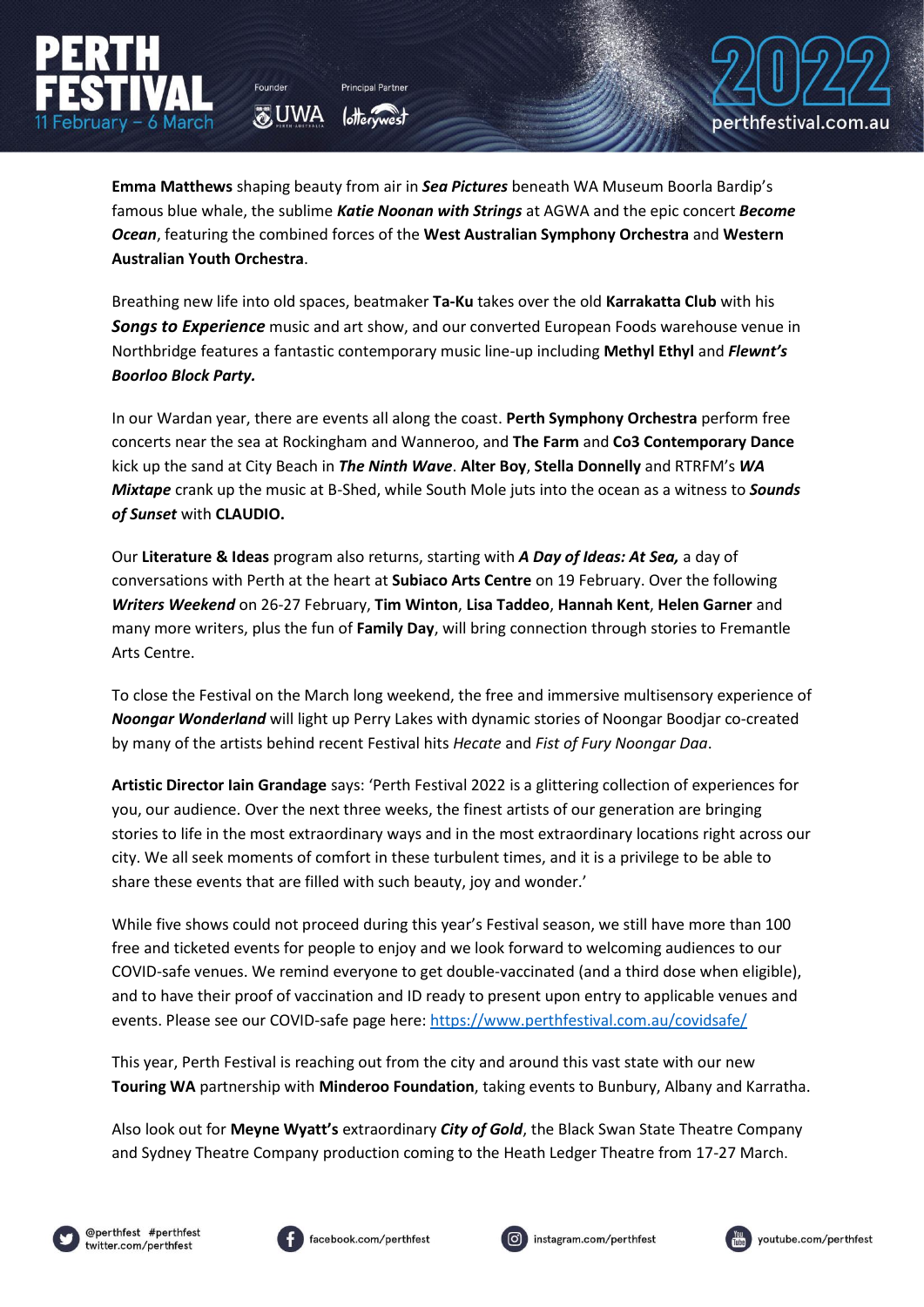**Emma Matthews** shaping beauty from air in ***Sea Pictures*** beneath WA Museum Boorla Bardip's famous blue whale, the sublime ***Katie Noonan with Strings*** at AGWA and the epic concert ***Become Ocean***, featuring the combined forces of the **West Australian Symphony Orchestra** and **Western Australian Youth Orchestra**.

Breathing new life into old spaces, beatmaker **Ta-Ku** takes over the old **Karrakatta Club** with his ***Songs to Experience*** music and art show, and our converted European Foods warehouse venue in Northbridge features a fantastic contemporary music line-up including **Methyl Ethyl** and ***Flewnt's Boorloo Block Party.***

In our Wardan year, there are events all along the coast. **Perth Symphony Orchestra** perform free concerts near the sea at Rockingham and Wanneroo, and **The Farm** and **Co3 Contemporary Dance** kick up the sand at City Beach in ***The Ninth Wave***. **Alter Boy**, **Stella Donnelly** and RTRFM's ***WA Mixtape*** crank up the music at B-Shed, while South Mole juts into the ocean as a witness to ***Sounds of Sunset*** with **CLAUDIO.**

Our **Literature & Ideas** program also returns, starting with ***A Day of Ideas: At Sea,*** a day of conversations with Perth at the heart at **Subiaco Arts Centre** on 19 February. Over the following ***Writers Weekend*** on 26-27 February, **Tim Winton**, **Lisa Taddeo**, **Hannah Kent**, **Helen Garner** and many more writers, plus the fun of **Family Day**, will bring connection through stories to Fremantle Arts Centre.

To close the Festival on the March long weekend, the free and immersive multisensory experience of ***Noongar Wonderland*** will light up Perry Lakes with dynamic stories of Noongar Boodjar co-created by many of the artists behind recent Festival hits *Hecate* and *Fist of Fury Noongar Daa*.

**Artistic Director Iain Grandage** says: 'Perth Festival 2022 is a glittering collection of experiences for you, our audience. Over the next three weeks, the finest artists of our generation are bringing stories to life in the most extraordinary ways and in the most extraordinary locations right across our city. We all seek moments of comfort in these turbulent times, and it is a privilege to be able to share these events that are filled with such beauty, joy and wonder.'

While five shows could not proceed during this year's Festival season, we still have more than 100 free and ticketed events for people to enjoy and we look forward to welcoming audiences to our COVID-safe venues. We remind everyone to get double-vaccinated (and a third dose when eligible), and to have their proof of vaccination and ID ready to present upon entry to applicable venues and events. Please see our COVID-safe page here: https://www.perthfestival.com.au/covidsafe/

This year, Perth Festival is reaching out from the city and around this vast state with our new **Touring WA** partnership with **Minderoo Foundation**, taking events to Bunbury, Albany and Karratha.

Also look out for **Meyne Wyatt's** extraordinary ***City of Gold***, the Black Swan State Theatre Company and Sydney Theatre Company production coming to the Heath Ledger Theatre from 17-27 March.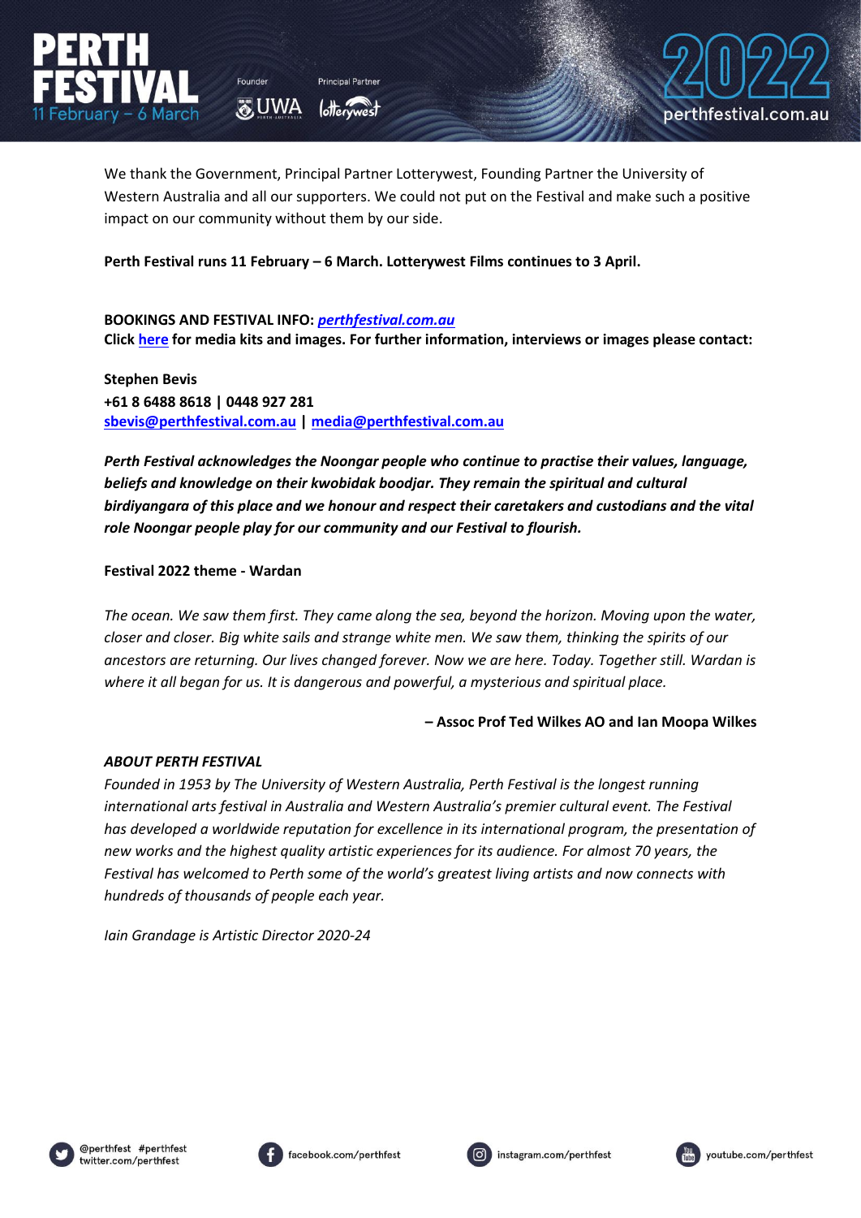We thank the Government, Principal Partner Lotterywest, Founding Partner the University of Western Australia and all our supporters. We could not put on the Festival and make such a positive impact on our community without them by our side.

**Perth Festival runs 11 February – 6 March. Lotterywest Films continues to 3 April.**

**BOOKINGS AND FESTIVAL INFO:** ***perthfestival.com.au***
**Click here for media kits and images. For further information, interviews or images please contact:**

**Stephen Bevis**
**+61 8 6488 8618 | 0448 927 281**
**sbevis@perthfestival.com.au | media@perthfestival.com.au**

***Perth Festival acknowledges the Noongar people who continue to practise their values, language, beliefs and knowledge on their kwobidak boodjar. They remain the spiritual and cultural birdiyangara of this place and we honour and respect their caretakers and custodians and the vital role Noongar people play for our community and our Festival to flourish.***

**Festival 2022 theme - Wardan**

*The ocean. We saw them first. They came along the sea, beyond the horizon. Moving upon the water, closer and closer. Big white sails and strange white men. We saw them, thinking the spirits of our ancestors are returning. Our lives changed forever. Now we are here. Today. Together still. Wardan is where it all began for us. It is dangerous and powerful, a mysterious and spiritual place.*

**– Assoc Prof Ted Wilkes AO and Ian Moopa Wilkes**

***ABOUT PERTH FESTIVAL***
*Founded in 1953 by The University of Western Australia, Perth Festival is the longest running international arts festival in Australia and Western Australia's premier cultural event. The Festival has developed a worldwide reputation for excellence in its international program, the presentation of new works and the highest quality artistic experiences for its audience. For almost 70 years, the Festival has welcomed to Perth some of the world's greatest living artists and now connects with hundreds of thousands of people each year.*

*Iain Grandage is Artistic Director 2020-24*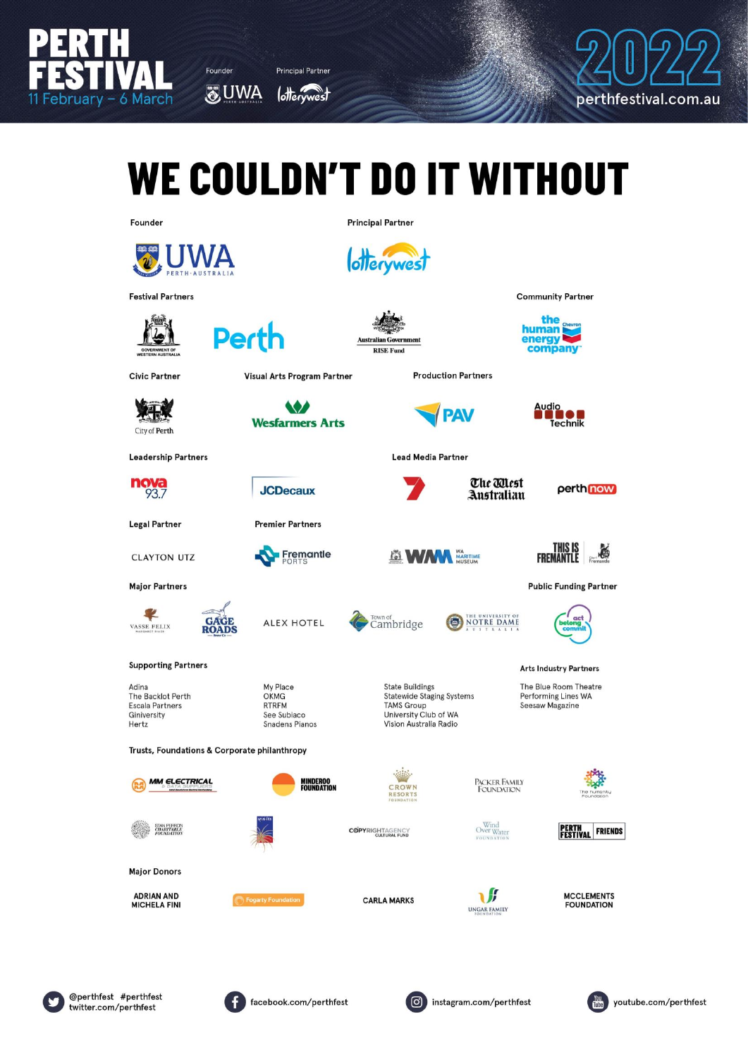# PERTH FESTIVAL

11 February – 6 March

Founder UWA Principal Partner lotterywest

2022

perthfestival.com.au

# WE COULDN'T DO IT WITHOUT

**Founder**

UWA PERTH · AUSTRALIA

**Principal Partner**

lotterywest

**Festival Partners**

GOVERNMENT OF WESTERN AUSTRALIA

Perth

Australian Government RISE Fund

**Community Partner**

the human energy company Chevron

**Civic Partner**

City of Perth

**Visual Arts Program Partner**

Wesfarmers Arts

**Production Partners**

PAV

Audio Technik

**Leadership Partners**

nova 93.7

JCDecaux

**Lead Media Partner**

7

The West Australian

perth now

**Legal Partner**

CLAYTON UTZ

**Premier Partners**

Fremantle PORTS

WAM WA MARITIME MUSEUM

THIS IS FREMANTLE City of Fremantle

**Major Partners**

VASSE FELIX

GAGE ROADS

ALEX HOTEL

Town of Cambridge

THE UNIVERSITY OF NOTRE DAME AUSTRALIA

**Public Funding Partner**

act belong commit

**Supporting Partners**

- Adina
- The Backlot Perth
- Escala Partners
- Giniversity
- Hertz
- My Place
- OKMG
- RTRFM
- See Subiaco
- Snadens Pianos
- State Buildings
- Statewide Staging Systems
- TAMS Group
- University Club of WA
- Vision Australia Radio

**Arts Industry Partners**

- The Blue Room Theatre
- Performing Lines WA
- Seesaw Magazine

**Trusts, Foundations & Corporate philanthropy**

MM ELECTRICAL & DATA SUPPLIERS

MINDEROO FOUNDATION

CROWN RESORTS FOUNDATION

PACKER FAMILY FOUNDATION

The Humanity Foundation

STAN PERRON CHARITABLE FOUNDATION

COPYRIGHT AGENCY CULTURAL FUND

Wind Over Water FOUNDATION

PERTH FESTIVAL FRIENDS

**Major Donors**

ADRIAN AND MICHELA FINI

Fogarty Foundation

CARLA MARKS

UNGAR FAMILY FOUNDATION

MCCLEMENTS FOUNDATION

@perthfest #perthfest twitter.com/perthfest

facebook.com/perthfest

instagram.com/perthfest

youtube.com/perthfest